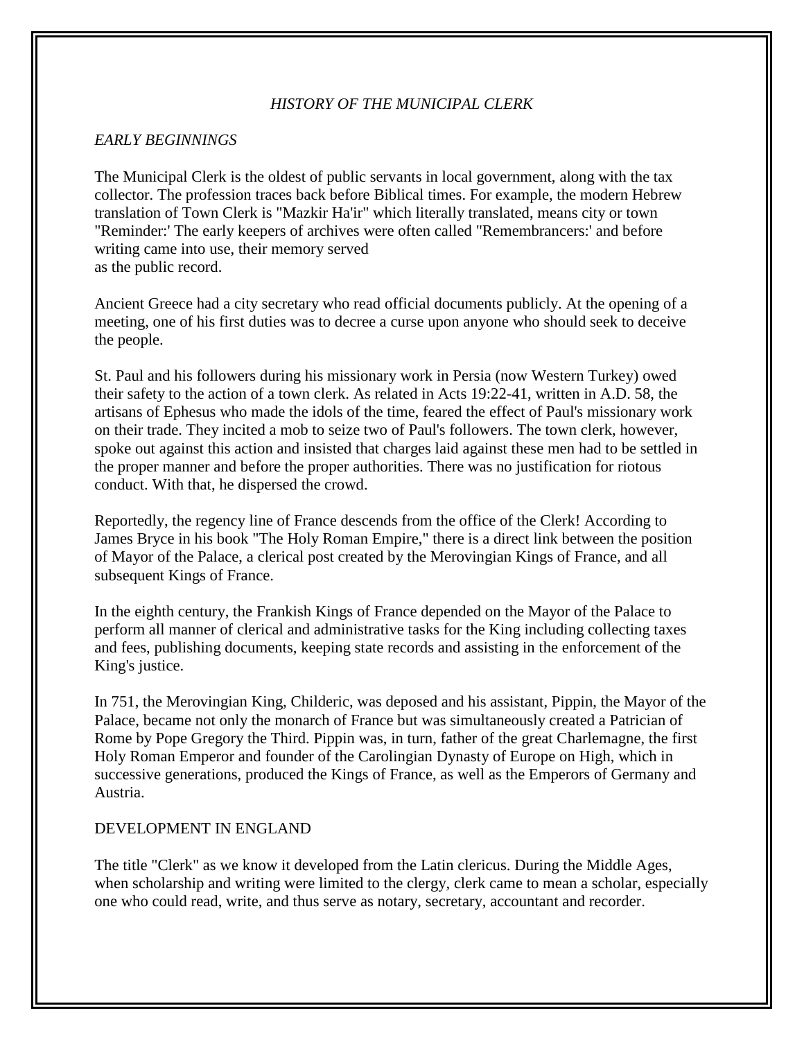# *HISTORY OF THE MUNICIPAL CLERK*

## *EARLY BEGINNINGS*

The Municipal Clerk is the oldest of public servants in local government, along with the tax collector. The profession traces back before Biblical times. For example, the modern Hebrew translation of Town Clerk is "Mazkir Ha'ir" which literally translated, means city or town "Reminder:' The early keepers of archives were often called "Remembrancers:' and before writing came into use, their memory served as the public record.

Ancient Greece had a city secretary who read official documents publicly. At the opening of a meeting, one of his first duties was to decree a curse upon anyone who should seek to deceive the people.

St. Paul and his followers during his missionary work in Persia (now Western Turkey) owed their safety to the action of a town clerk. As related in Acts 19:22-41, written in A.D. 58, the artisans of Ephesus who made the idols of the time, feared the effect of Paul's missionary work on their trade. They incited a mob to seize two of Paul's followers. The town clerk, however, spoke out against this action and insisted that charges laid against these men had to be settled in the proper manner and before the proper authorities. There was no justification for riotous conduct. With that, he dispersed the crowd.

Reportedly, the regency line of France descends from the office of the Clerk! According to James Bryce in his book "The Holy Roman Empire," there is a direct link between the position of Mayor of the Palace, a clerical post created by the Merovingian Kings of France, and all subsequent Kings of France.

In the eighth century, the Frankish Kings of France depended on the Mayor of the Palace to perform all manner of clerical and administrative tasks for the King including collecting taxes and fees, publishing documents, keeping state records and assisting in the enforcement of the King's justice.

In 751, the Merovingian King, Childeric, was deposed and his assistant, Pippin, the Mayor of the Palace, became not only the monarch of France but was simultaneously created a Patrician of Rome by Pope Gregory the Third. Pippin was, in turn, father of the great Charlemagne, the first Holy Roman Emperor and founder of the Carolingian Dynasty of Europe on High, which in successive generations, produced the Kings of France, as well as the Emperors of Germany and Austria.

## DEVELOPMENT IN ENGLAND

The title "Clerk" as we know it developed from the Latin clericus. During the Middle Ages, when scholarship and writing were limited to the clergy, clerk came to mean a scholar, especially one who could read, write, and thus serve as notary, secretary, accountant and recorder.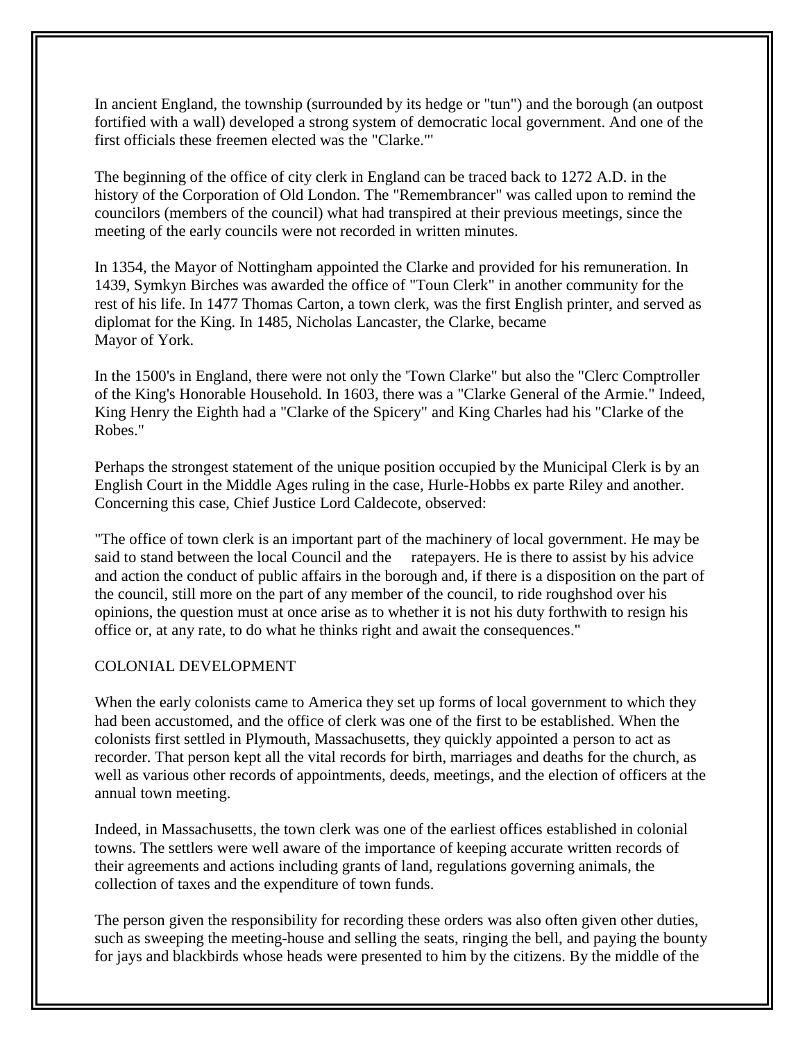In ancient England, the township (surrounded by its hedge or "tun") and the borough (an outpost fortified with a wall) developed a strong system of democratic local government. And one of the first officials these freemen elected was the "Clarke."'

The beginning of the office of city clerk in England can be traced back to 1272 A.D. in the history of the Corporation of Old London. The "Remembrancer" was called upon to remind the councilors (members of the council) what had transpired at their previous meetings, since the meeting of the early councils were not recorded in written minutes.

In 1354, the Mayor of Nottingham appointed the Clarke and provided for his remuneration. In 1439, Symkyn Birches was awarded the office of "Toun Clerk" in another community for the rest of his life. In 1477 Thomas Carton, a town clerk, was the first English printer, and served as diplomat for the King. In 1485, Nicholas Lancaster, the Clarke, became Mayor of York.

In the 1500's in England, there were not only the 'Town Clarke" but also the "Clerc Comptroller of the King's Honorable Household. In 1603, there was a "Clarke General of the Armie." Indeed, King Henry the Eighth had a "Clarke of the Spicery" and King Charles had his "Clarke of the Robes."

Perhaps the strongest statement of the unique position occupied by the Municipal Clerk is by an English Court in the Middle Ages ruling in the case, Hurle-Hobbs ex parte Riley and another. Concerning this case, Chief Justice Lord Caldecote, observed:

"The office of town clerk is an important part of the machinery of local government. He may be said to stand between the local Council and the ratepayers. He is there to assist by his advice and action the conduct of public affairs in the borough and, if there is a disposition on the part of the council, still more on the part of any member of the council, to ride roughshod over his opinions, the question must at once arise as to whether it is not his duty forthwith to resign his office or, at any rate, to do what he thinks right and await the consequences."

## COLONIAL DEVELOPMENT

When the early colonists came to America they set up forms of local government to which they had been accustomed, and the office of clerk was one of the first to be established. When the colonists first settled in Plymouth, Massachusetts, they quickly appointed a person to act as recorder. That person kept all the vital records for birth, marriages and deaths for the church, as well as various other records of appointments, deeds, meetings, and the election of officers at the annual town meeting.

Indeed, in Massachusetts, the town clerk was one of the earliest offices established in colonial towns. The settlers were well aware of the importance of keeping accurate written records of their agreements and actions including grants of land, regulations governing animals, the collection of taxes and the expenditure of town funds.

The person given the responsibility for recording these orders was also often given other duties, such as sweeping the meeting-house and selling the seats, ringing the bell, and paying the bounty for jays and blackbirds whose heads were presented to him by the citizens. By the middle of the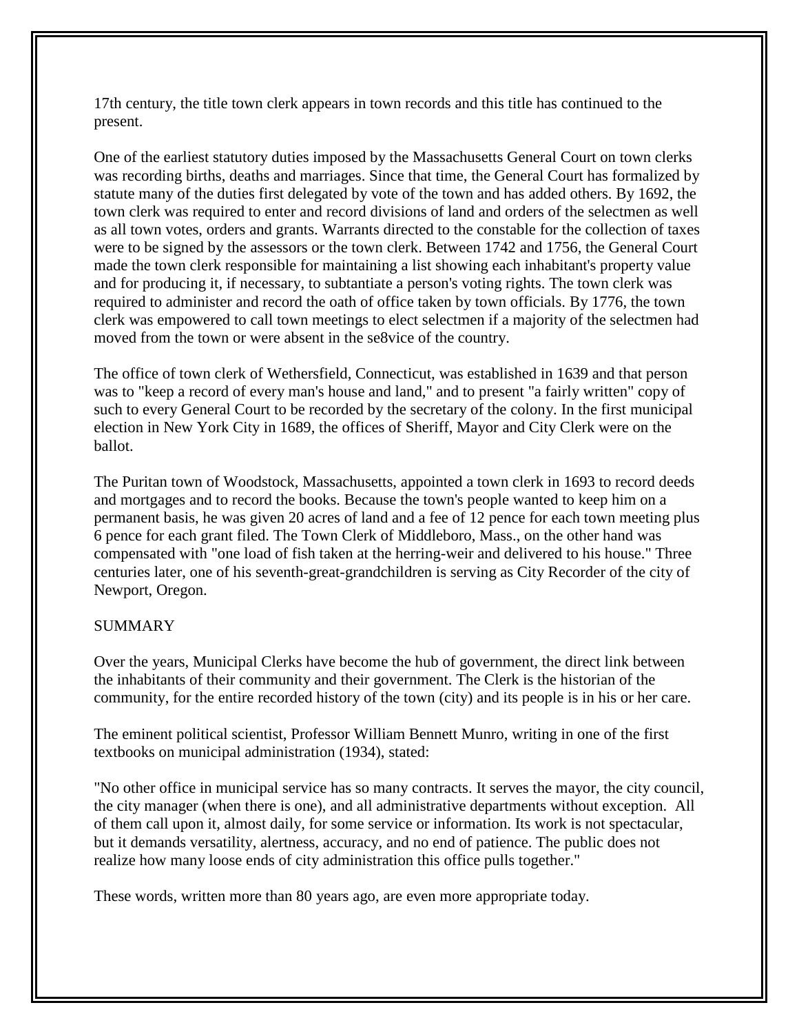17th century, the title town clerk appears in town records and this title has continued to the present.

One of the earliest statutory duties imposed by the Massachusetts General Court on town clerks was recording births, deaths and marriages. Since that time, the General Court has formalized by statute many of the duties first delegated by vote of the town and has added others. By 1692, the town clerk was required to enter and record divisions of land and orders of the selectmen as well as all town votes, orders and grants. Warrants directed to the constable for the collection of taxes were to be signed by the assessors or the town clerk. Between 1742 and 1756, the General Court made the town clerk responsible for maintaining a list showing each inhabitant's property value and for producing it, if necessary, to subtantiate a person's voting rights. The town clerk was required to administer and record the oath of office taken by town officials. By 1776, the town clerk was empowered to call town meetings to elect selectmen if a majority of the selectmen had moved from the town or were absent in the se8vice of the country.

The office of town clerk of Wethersfield, Connecticut, was established in 1639 and that person was to "keep a record of every man's house and land," and to present "a fairly written" copy of such to every General Court to be recorded by the secretary of the colony. In the first municipal election in New York City in 1689, the offices of Sheriff, Mayor and City Clerk were on the ballot.

The Puritan town of Woodstock, Massachusetts, appointed a town clerk in 1693 to record deeds and mortgages and to record the books. Because the town's people wanted to keep him on a permanent basis, he was given 20 acres of land and a fee of 12 pence for each town meeting plus 6 pence for each grant filed. The Town Clerk of Middleboro, Mass., on the other hand was compensated with "one load of fish taken at the herring-weir and delivered to his house." Three centuries later, one of his seventh-great-grandchildren is serving as City Recorder of the city of Newport, Oregon.

SUMMARY

Over the years, Municipal Clerks have become the hub of government, the direct link between the inhabitants of their community and their government. The Clerk is the historian of the community, for the entire recorded history of the town (city) and its people is in his or her care.

The eminent political scientist, Professor William Bennett Munro, writing in one of the first textbooks on municipal administration (1934), stated:

"No other office in municipal service has so many contracts. It serves the mayor, the city council, the city manager (when there is one), and all administrative departments without exception. All of them call upon it, almost daily, for some service or information. Its work is not spectacular, but it demands versatility, alertness, accuracy, and no end of patience. The public does not realize how many loose ends of city administration this office pulls together."

These words, written more than 80 years ago, are even more appropriate today.